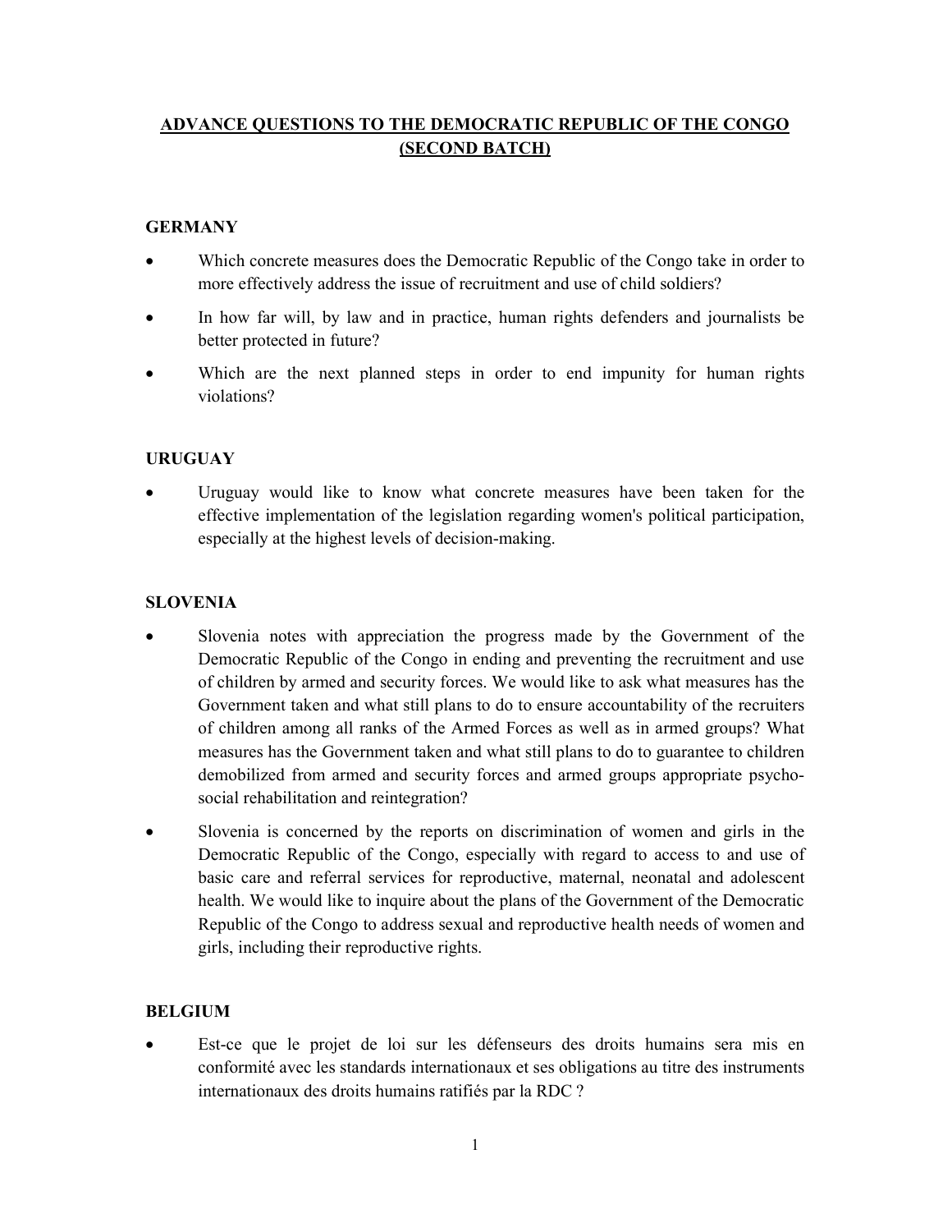# ADVANCE QUESTIONS TO THE DEMOCRATIC REPUBLIC OF THE CONGO (SECOND BATCH)

## GERMANY

- Which concrete measures does the Democratic Republic of the Congo take in order to more effectively address the issue of recruitment and use of child soldiers?
- In how far will, by law and in practice, human rights defenders and journalists be better protected in future?
- Which are the next planned steps in order to end impunity for human rights violations?

## URUGUAY

- Uruguay would like to know what concrete measures have been taken for the effective implementation of the legislation regarding women's political participation, especially at the highest levels of decision-making.

## SLOVENIA

- Slovenia notes with appreciation the progress made by the Government of the Democratic Republic of the Congo in ending and preventing the recruitment and use of children by armed and security forces. We would like to ask what measures has the Government taken and what still plans to do to ensure accountability of the recruiters of children among all ranks of the Armed Forces as well as in armed groups? What measures has the Government taken and what still plans to do to guarantee to children demobilized from armed and security forces and armed groups appropriate psycho-social rehabilitation and reintegration?
- Slovenia is concerned by the reports on discrimination of women and girls in the Democratic Republic of the Congo, especially with regard to access to and use of basic care and referral services for reproductive, maternal, neonatal and adolescent health. We would like to inquire about the plans of the Government of the Democratic Republic of the Congo to address sexual and reproductive health needs of women and girls, including their reproductive rights.

## BELGIUM

- Est-ce que le projet de loi sur les défenseurs des droits humains sera mis en conformité avec les standards internationaux et ses obligations au titre des instruments internationaux des droits humains ratifiés par la RDC ?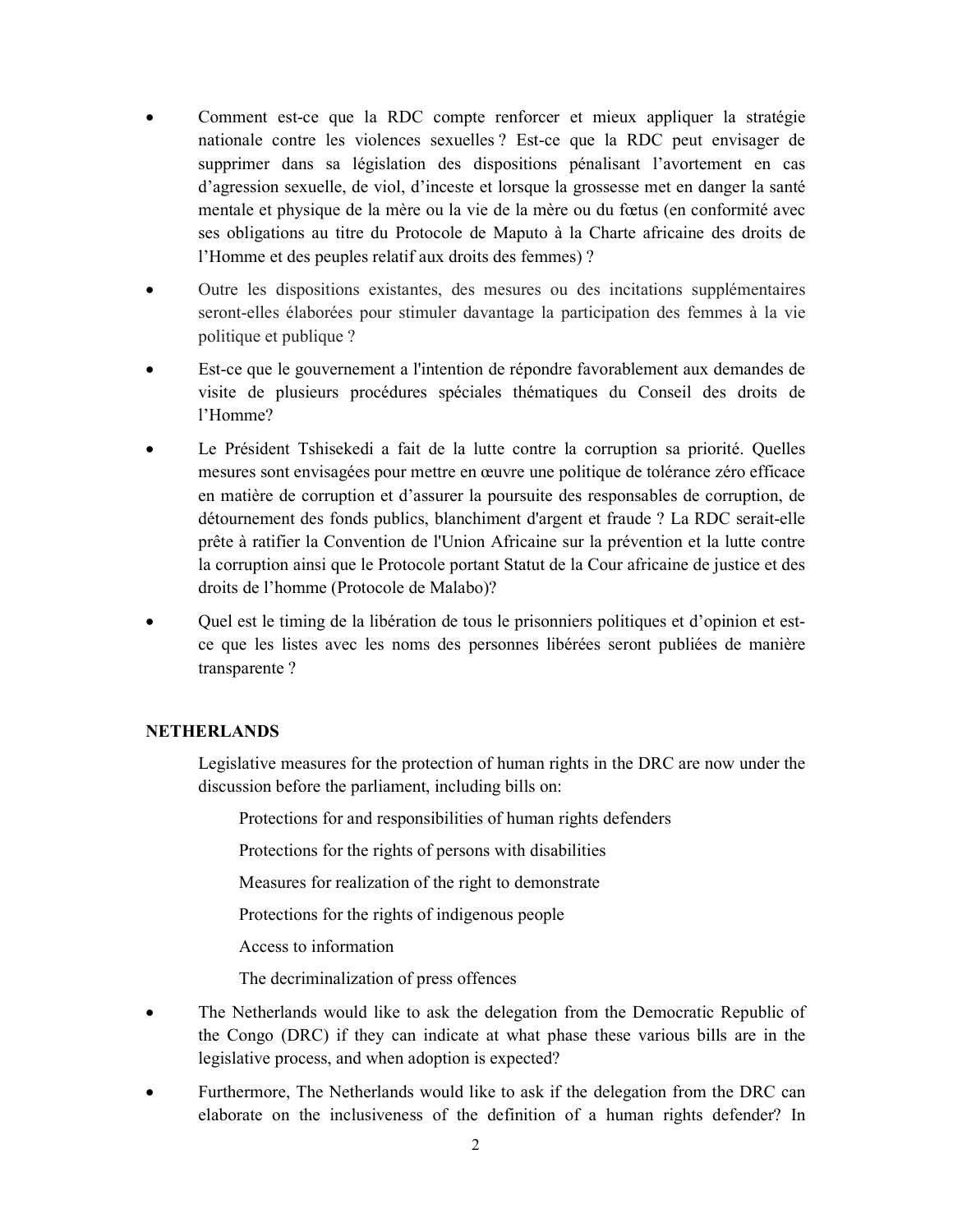- Comment est-ce que la RDC compte renforcer et mieux appliquer la stratégie nationale contre les violences sexuelles ? Est-ce que la RDC peut envisager de supprimer dans sa législation des dispositions pénalisant l'avortement en cas d'agression sexuelle, de viol, d'inceste et lorsque la grossesse met en danger la santé mentale et physique de la mère ou la vie de la mère ou du fœtus (en conformité avec ses obligations au titre du Protocole de Maputo à la Charte africaine des droits de l'Homme et des peuples relatif aux droits des femmes) ?

- Outre les dispositions existantes, des mesures ou des incitations supplémentaires seront-elles élaborées pour stimuler davantage la participation des femmes à la vie politique et publique ?

- Est-ce que le gouvernement a l'intention de répondre favorablement aux demandes de visite de plusieurs procédures spéciales thématiques du Conseil des droits de l'Homme?

- Le Président Tshisekedi a fait de la lutte contre la corruption sa priorité. Quelles mesures sont envisagées pour mettre en œuvre une politique de tolérance zéro efficace en matière de corruption et d'assurer la poursuite des responsables de corruption, de détournement des fonds publics, blanchiment d'argent et fraude ? La RDC serait-elle prête à ratifier la Convention de l'Union Africaine sur la prévention et la lutte contre la corruption ainsi que le Protocole portant Statut de la Cour africaine de justice et des droits de l'homme (Protocole de Malabo)?

- Quel est le timing de la libération de tous le prisonniers politiques et d'opinion et est-ce que les listes avec les noms des personnes libérées seront publiées de manière transparente ?

**NETHERLANDS**

Legislative measures for the protection of human rights in the DRC are now under the discussion before the parliament, including bills on:

Protections for and responsibilities of human rights defenders

Protections for the rights of persons with disabilities

Measures for realization of the right to demonstrate

Protections for the rights of indigenous people

Access to information

The decriminalization of press offences

- The Netherlands would like to ask the delegation from the Democratic Republic of the Congo (DRC) if they can indicate at what phase these various bills are in the legislative process, and when adoption is expected?

- Furthermore, The Netherlands would like to ask if the delegation from the DRC can elaborate on the inclusiveness of the definition of a human rights defender? In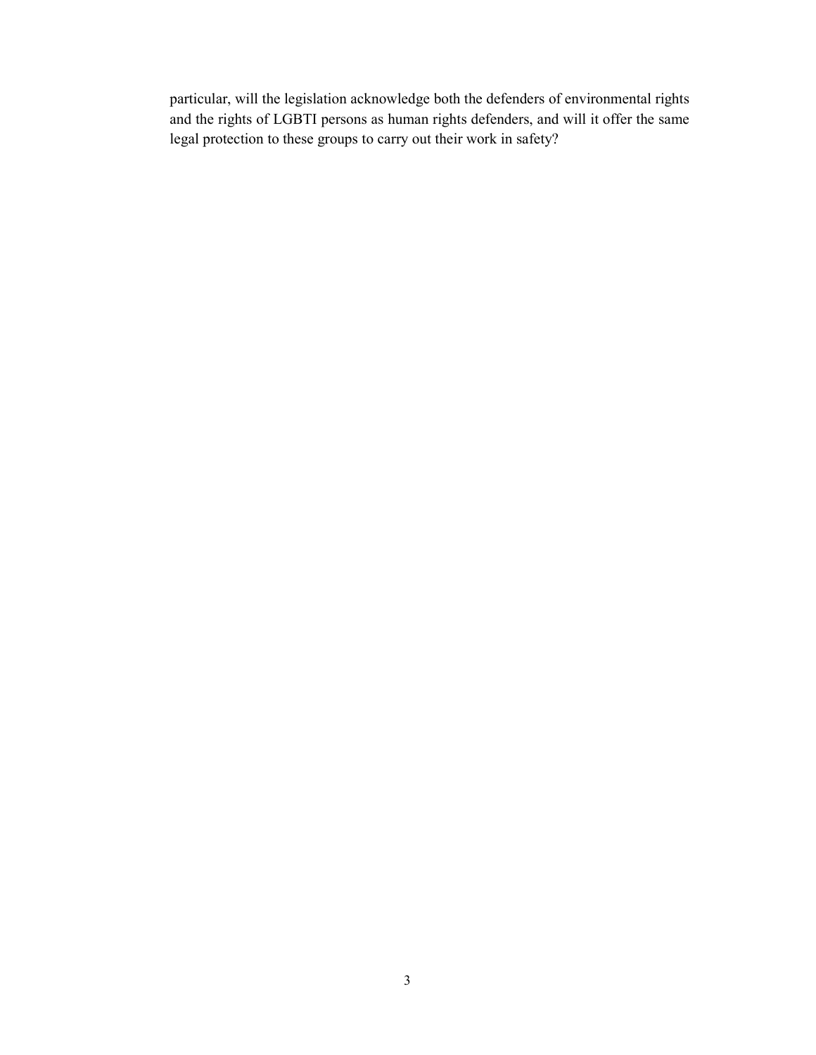particular, will the legislation acknowledge both the defenders of environmental rights and the rights of LGBTI persons as human rights defenders, and will it offer the same legal protection to these groups to carry out their work in safety?